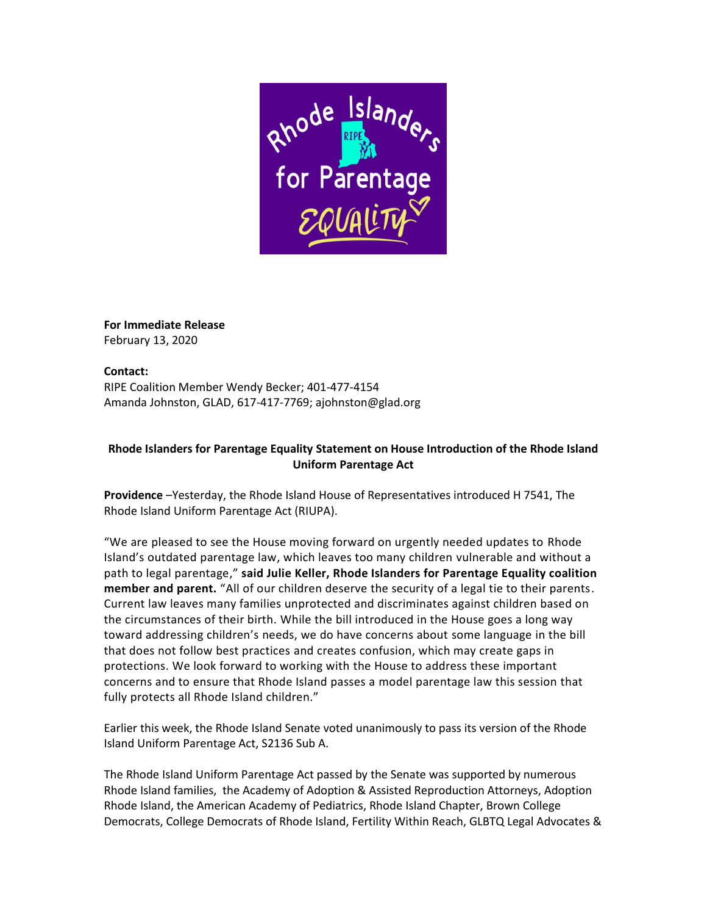**For Immediate Release**
February 13, 2020

**Contact:**
RIPE Coalition Member Wendy Becker; 401-477-4154
Amanda Johnston, GLAD, 617-417-7769; ajohnston@glad.org

**Rhode Islanders for Parentage Equality Statement on House Introduction of the Rhode Island Uniform Parentage Act**

**Providence** –Yesterday, the Rhode Island House of Representatives introduced H 7541, The Rhode Island Uniform Parentage Act (RIUPA).

"We are pleased to see the House moving forward on urgently needed updates to Rhode Island's outdated parentage law, which leaves too many children vulnerable and without a path to legal parentage," **said Julie Keller, Rhode Islanders for Parentage Equality coalition member and parent.** "All of our children deserve the security of a legal tie to their parents. Current law leaves many families unprotected and discriminates against children based on the circumstances of their birth. While the bill introduced in the House goes a long way toward addressing children's needs, we do have concerns about some language in the bill that does not follow best practices and creates confusion, which may create gaps in protections. We look forward to working with the House to address these important concerns and to ensure that Rhode Island passes a model parentage law this session that fully protects all Rhode Island children."

Earlier this week, the Rhode Island Senate voted unanimously to pass its version of the Rhode Island Uniform Parentage Act, S2136 Sub A.

The Rhode Island Uniform Parentage Act passed by the Senate was supported by numerous Rhode Island families, the Academy of Adoption & Assisted Reproduction Attorneys, Adoption Rhode Island, the American Academy of Pediatrics, Rhode Island Chapter, Brown College Democrats, College Democrats of Rhode Island, Fertility Within Reach, GLBTQ Legal Advocates &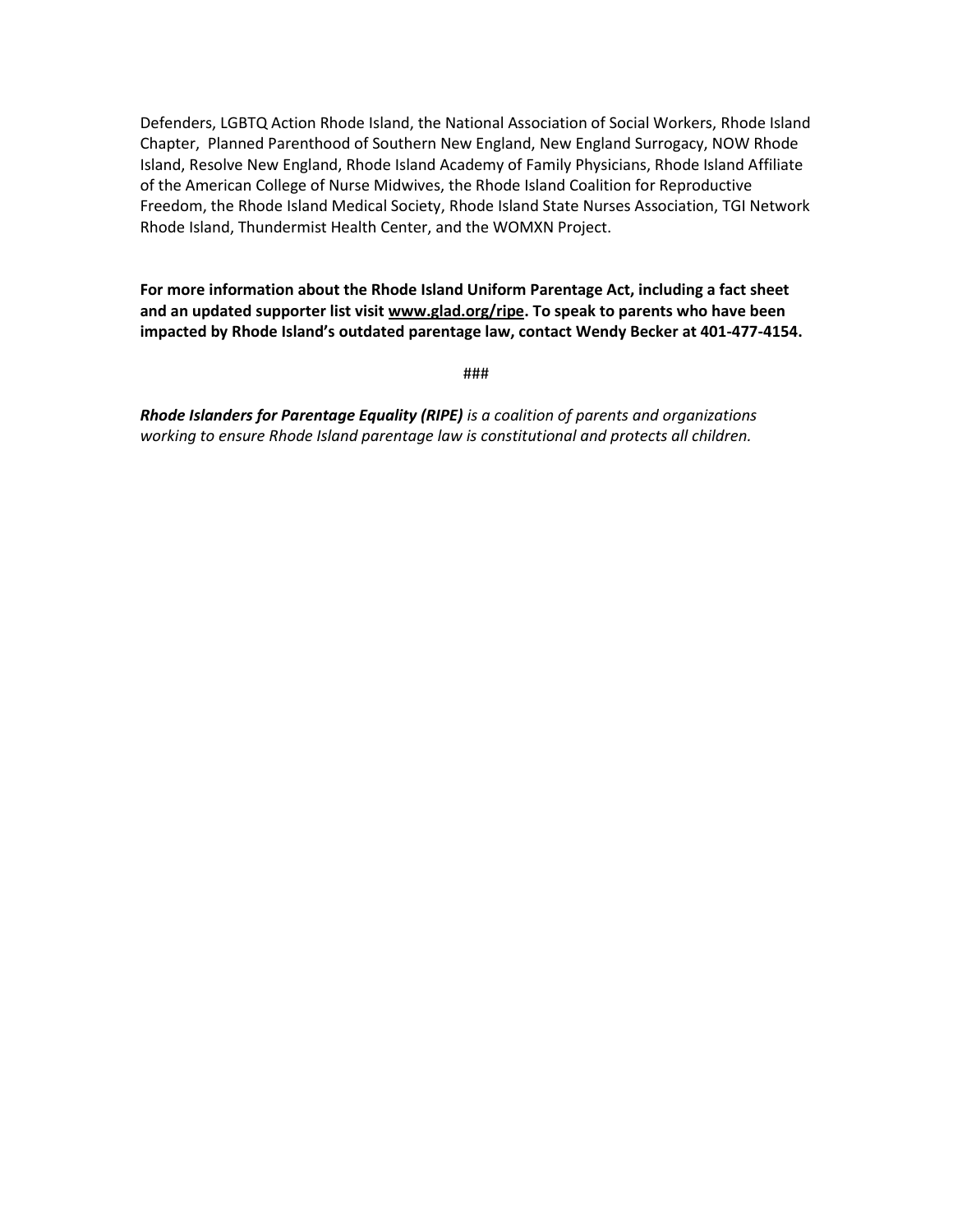Defenders, LGBTQ Action Rhode Island, the National Association of Social Workers, Rhode Island Chapter, Planned Parenthood of Southern New England, New England Surrogacy, NOW Rhode Island, Resolve New England, Rhode Island Academy of Family Physicians, Rhode Island Affiliate of the American College of Nurse Midwives, the Rhode Island Coalition for Reproductive Freedom, the Rhode Island Medical Society, Rhode Island State Nurses Association, TGI Network Rhode Island, Thundermist Health Center, and the WOMXN Project.

**For more information about the Rhode Island Uniform Parentage Act, including a fact sheet and an updated supporter list visit www.glad.org/ripe. To speak to parents who have been impacted by Rhode Island's outdated parentage law, contact Wendy Becker at 401-477-4154.**

###

***Rhode Islanders for Parentage Equality (RIPE)*** *is a coalition of parents and organizations working to ensure Rhode Island parentage law is constitutional and protects all children.*